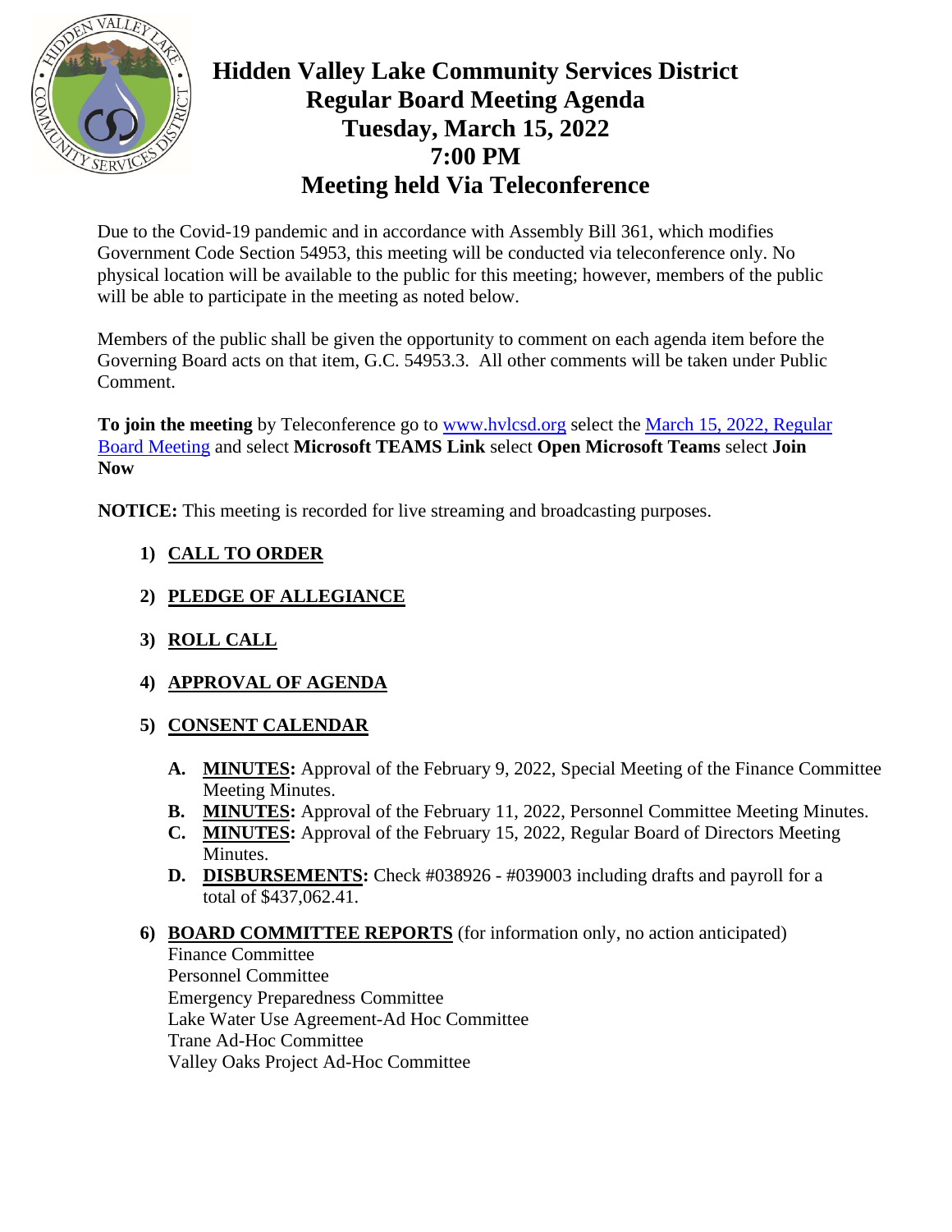# Hidden Valley Lake Community Services District
# Regular Board Meeting Agenda
# Tuesday, March 15, 2022
# 7:00 PM
# Meeting held Via Teleconference

Due to the Covid-19 pandemic and in accordance with Assembly Bill 361, which modifies Government Code Section 54953, this meeting will be conducted via teleconference only. No physical location will be available to the public for this meeting; however, members of the public will be able to participate in the meeting as noted below.

Members of the public shall be given the opportunity to comment on each agenda item before the Governing Board acts on that item, G.C. 54953.3. All other comments will be taken under Public Comment.

**To join the meeting** by Teleconference go to www.hvlcsd.org select the March 15, 2022, Regular Board Meeting and select **Microsoft TEAMS Link** select **Open Microsoft Teams** select **Join Now**

**NOTICE:** This meeting is recorded for live streaming and broadcasting purposes.

1) **CALL TO ORDER**

2) **PLEDGE OF ALLEGIANCE**

3) **ROLL CALL**

4) **APPROVAL OF AGENDA**

5) **CONSENT CALENDAR**

   A. **MINUTES:** Approval of the February 9, 2022, Special Meeting of the Finance Committee Meeting Minutes.
   B. **MINUTES:** Approval of the February 11, 2022, Personnel Committee Meeting Minutes.
   C. **MINUTES:** Approval of the February 15, 2022, Regular Board of Directors Meeting Minutes.
   D. **DISBURSEMENTS:** Check #038926 - #039003 including drafts and payroll for a total of $437,062.41.

6) **BOARD COMMITTEE REPORTS** (for information only, no action anticipated)
   Finance Committee
   Personnel Committee
   Emergency Preparedness Committee
   Lake Water Use Agreement-Ad Hoc Committee
   Trane Ad-Hoc Committee
   Valley Oaks Project Ad-Hoc Committee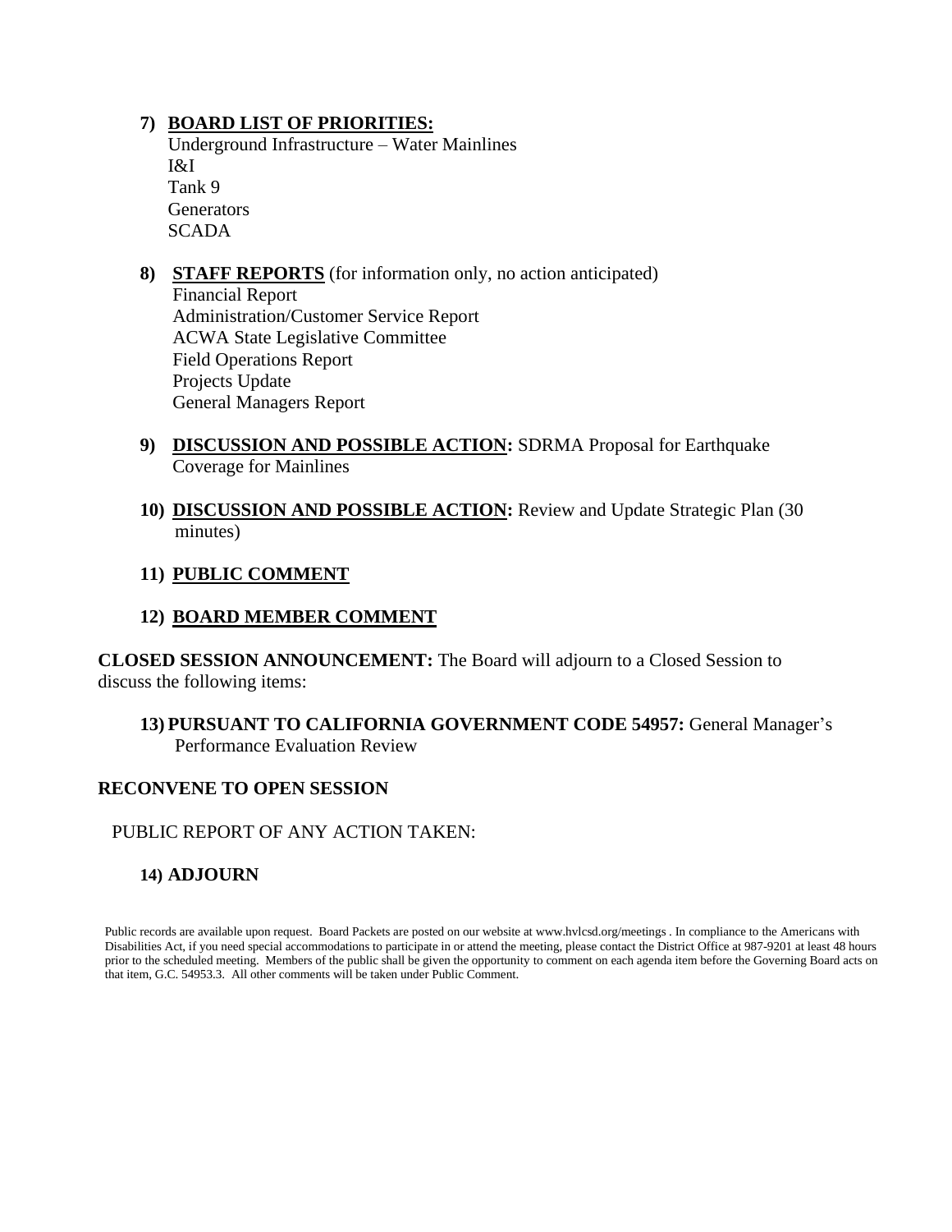7) **BOARD LIST OF PRIORITIES:**
   Underground Infrastructure – Water Mainlines
   I&I
   Tank 9
   Generators
   SCADA

8) **STAFF REPORTS** (for information only, no action anticipated)
   Financial Report
   Administration/Customer Service Report
   ACWA State Legislative Committee
   Field Operations Report
   Projects Update
   General Managers Report

9) **DISCUSSION AND POSSIBLE ACTION:** SDRMA Proposal for Earthquake Coverage for Mainlines

10) **DISCUSSION AND POSSIBLE ACTION:** Review and Update Strategic Plan (30 minutes)

11) **PUBLIC COMMENT**

12) **BOARD MEMBER COMMENT**

**CLOSED SESSION ANNOUNCEMENT:** The Board will adjourn to a Closed Session to discuss the following items:

13) **PURSUANT TO CALIFORNIA GOVERNMENT CODE 54957:** General Manager's Performance Evaluation Review

**RECONVENE TO OPEN SESSION**

PUBLIC REPORT OF ANY ACTION TAKEN:

14) **ADJOURN**

Public records are available upon request. Board Packets are posted on our website at www.hvlcsd.org/meetings . In compliance to the Americans with Disabilities Act, if you need special accommodations to participate in or attend the meeting, please contact the District Office at 987-9201 at least 48 hours prior to the scheduled meeting. Members of the public shall be given the opportunity to comment on each agenda item before the Governing Board acts on that item, G.C. 54953.3. All other comments will be taken under Public Comment.